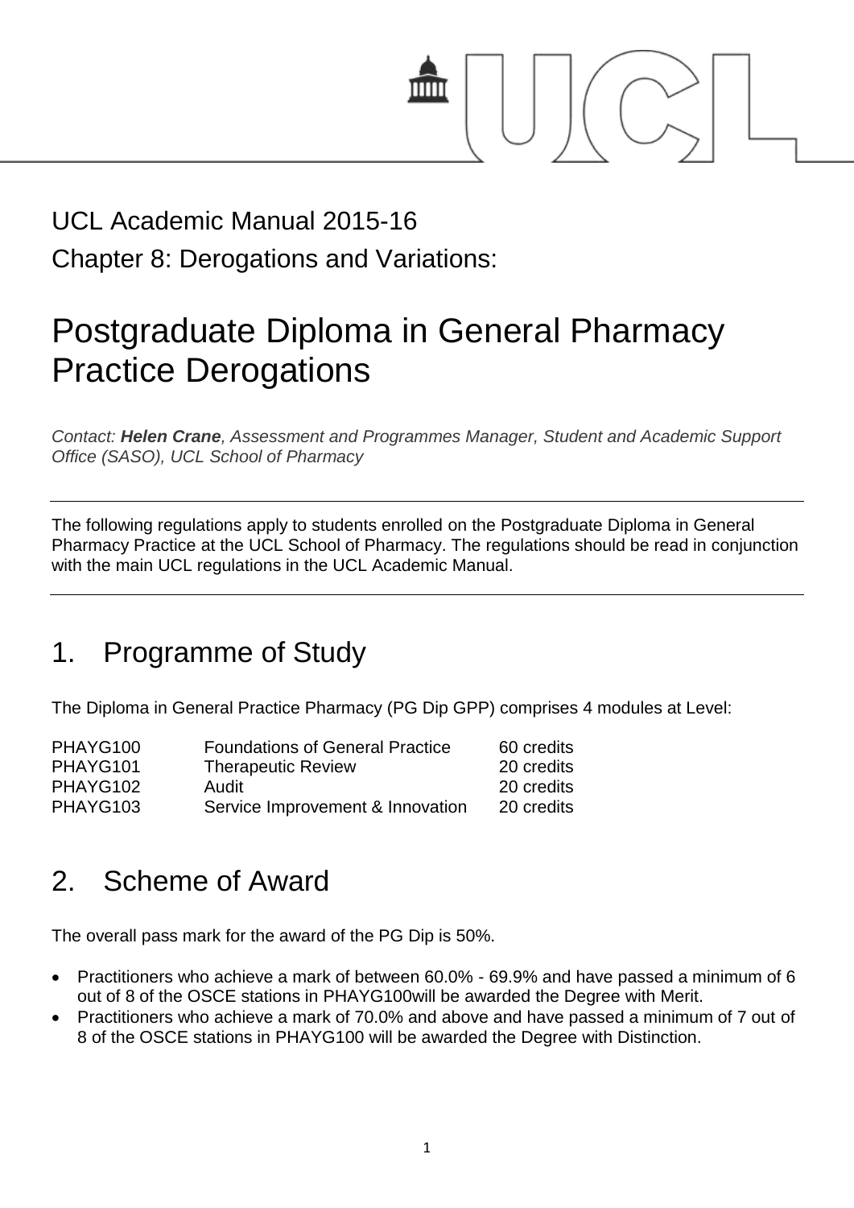UCL Academic Manual 2015-16

Chapter 8: Derogations and Variations:

# Postgraduate Diploma in General Pharmacy Practice Derogations

*Contact: **Helen Crane**, Assessment and Programmes Manager, Student and Academic Support Office (SASO), UCL School of Pharmacy*

---

The following regulations apply to students enrolled on the Postgraduate Diploma in General Pharmacy Practice at the UCL School of Pharmacy. The regulations should be read in conjunction with the main UCL regulations in the UCL Academic Manual.

---

## 1. Programme of Study

The Diploma in General Practice Pharmacy (PG Dip GPP) comprises 4 modules at Level:

| | | |
|---|---|---|
| PHAYG100 | Foundations of General Practice | 60 credits |
| PHAYG101 | Therapeutic Review | 20 credits |
| PHAYG102 | Audit | 20 credits |
| PHAYG103 | Service Improvement & Innovation | 20 credits |

## 2. Scheme of Award

The overall pass mark for the award of the PG Dip is 50%.

- Practitioners who achieve a mark of between 60.0% - 69.9% and have passed a minimum of 6 out of 8 of the OSCE stations in PHAYG100will be awarded the Degree with Merit.
- Practitioners who achieve a mark of 70.0% and above and have passed a minimum of 7 out of 8 of the OSCE stations in PHAYG100 will be awarded the Degree with Distinction.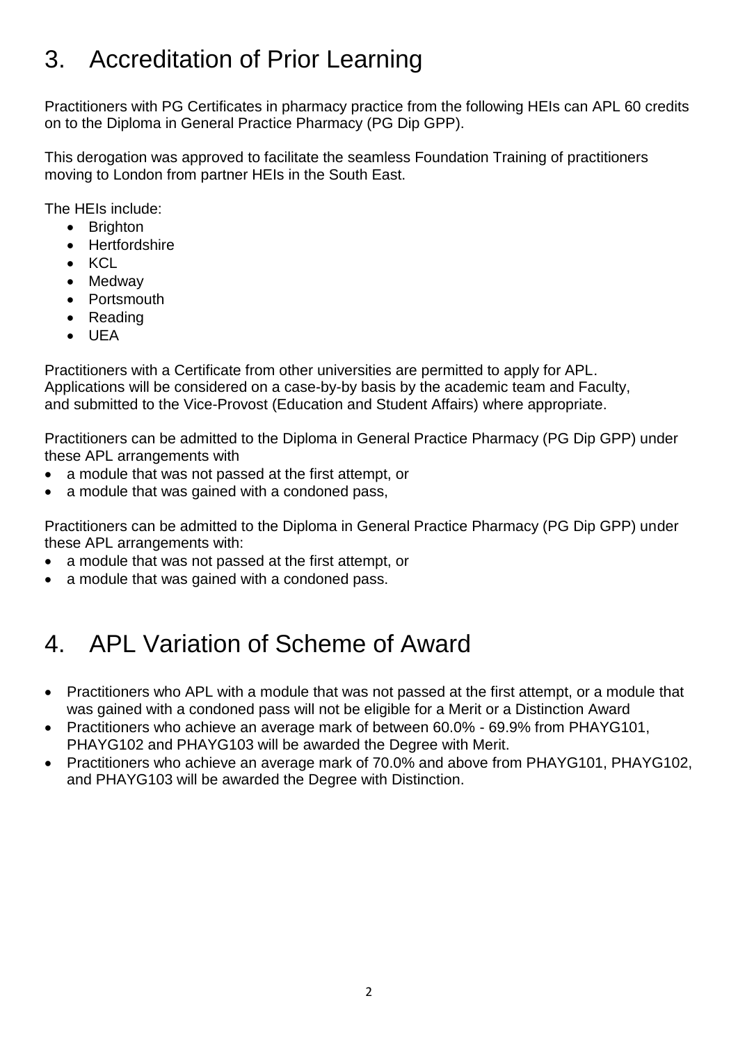# 3. Accreditation of Prior Learning

Practitioners with PG Certificates in pharmacy practice from the following HEIs can APL 60 credits on to the Diploma in General Practice Pharmacy (PG Dip GPP).

This derogation was approved to facilitate the seamless Foundation Training of practitioners moving to London from partner HEIs in the South East.

The HEIs include:

- Brighton
- Hertfordshire
- KCL
- Medway
- Portsmouth
- Reading
- UEA

Practitioners with a Certificate from other universities are permitted to apply for APL. Applications will be considered on a case-by-by basis by the academic team and Faculty, and submitted to the Vice-Provost (Education and Student Affairs) where appropriate.

Practitioners can be admitted to the Diploma in General Practice Pharmacy (PG Dip GPP) under these APL arrangements with

- a module that was not passed at the first attempt, or
- a module that was gained with a condoned pass,

Practitioners can be admitted to the Diploma in General Practice Pharmacy (PG Dip GPP) under these APL arrangements with:

- a module that was not passed at the first attempt, or
- a module that was gained with a condoned pass.

# 4. APL Variation of Scheme of Award

- Practitioners who APL with a module that was not passed at the first attempt, or a module that was gained with a condoned pass will not be eligible for a Merit or a Distinction Award
- Practitioners who achieve an average mark of between 60.0% - 69.9% from PHAYG101, PHAYG102 and PHAYG103 will be awarded the Degree with Merit.
- Practitioners who achieve an average mark of 70.0% and above from PHAYG101, PHAYG102, and PHAYG103 will be awarded the Degree with Distinction.